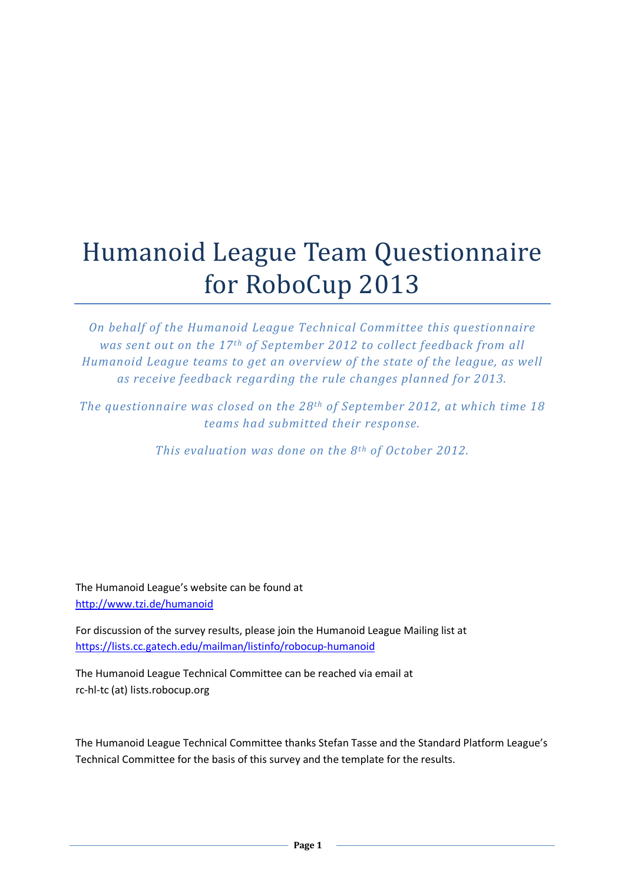# Humanoid League Team Questionnaire for RoboCup 2013

*On behalf of the Humanoid League Technical Committee this questionnaire was sent out on the 17th of September 2012 to collect feedback from all Humanoid League teams to get an overview of the state of the league, as well as receive feedback regarding the rule changes planned for 2013.*

*The questionnaire was closed on the 28th of September 2012, at which time 18 teams had submitted their response.*

*This evaluation was done on the 8th of October 2012.*

The Humanoid League's website can be found at
http://www.tzi.de/humanoid

For discussion of the survey results, please join the Humanoid League Mailing list at
https://lists.cc.gatech.edu/mailman/listinfo/robocup-humanoid

The Humanoid League Technical Committee can be reached via email at
rc-hl-tc (at) lists.robocup.org

The Humanoid League Technical Committee thanks Stefan Tasse and the Standard Platform League's Technical Committee for the basis of this survey and the template for the results.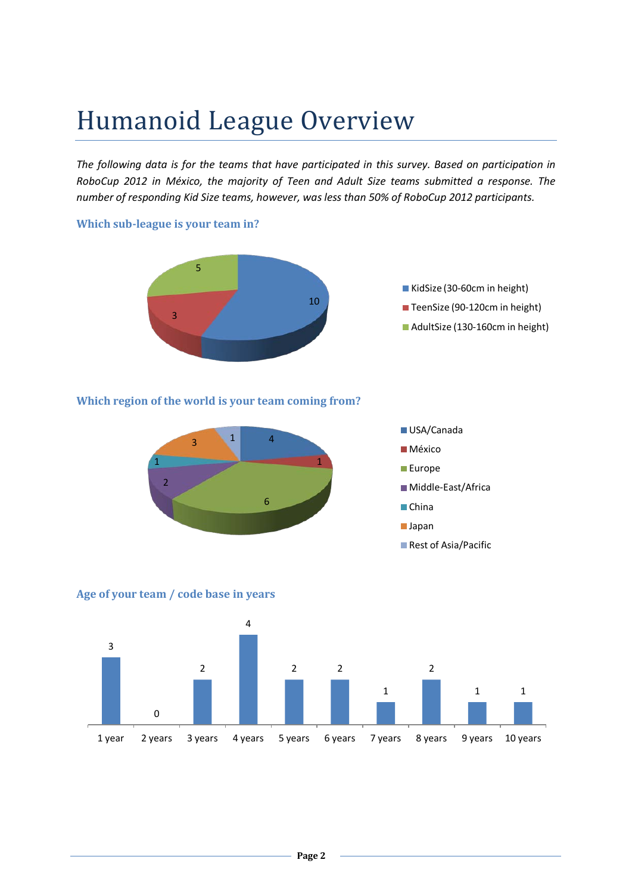# Humanoid League Overview

*The following data is for the teams that have participated in this survey. Based on participation in RoboCup 2012 in México, the majority of Teen and Adult Size teams submitted a response. The number of responding Kid Size teams, however, was less than 50% of RoboCup 2012 participants.*

### Which sub-league is your team in?

| Sub-league | Teams |
|---|---|
| KidSize (30-60cm in height) | 10 |
| TeenSize (90-120cm in height) | 3 |
| AdultSize (130-160cm in height) | 5 |

### Which region of the world is your team coming from?

| Region | Teams |
|---|---|
| USA/Canada | 4 |
| México | 1 |
| Europe | 6 |
| Middle-East/Africa | 2 |
| China | 1 |
| Japan | 3 |
| Rest of Asia/Pacific | 1 |

### Age of your team / code base in years

| Age | Teams |
|---|---|
| 1 year | 3 |
| 2 years | 0 |
| 3 years | 2 |
| 4 years | 4 |
| 5 years | 2 |
| 6 years | 2 |
| 7 years | 1 |
| 8 years | 2 |
| 9 years | 1 |
| 10 years | 1 |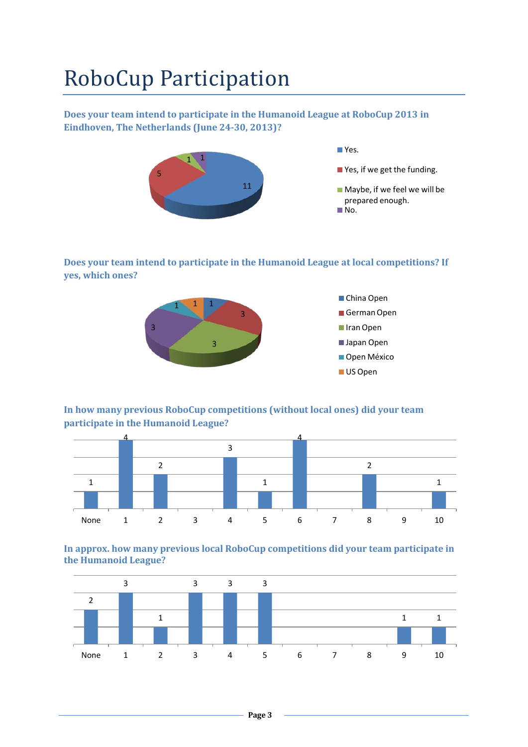# RoboCup Participation

**Does your team intend to participate in the Humanoid League at RoboCup 2013 in Eindhoven, The Netherlands (June 24-30, 2013)?**

| Answer | Count |
|---|---|
| Yes. | 11 |
| Yes, if we get the funding. | 5 |
| Maybe, if we feel we will be prepared enough. | 1 |
| No. | 1 |

**Does your team intend to participate in the Humanoid League at local competitions? If yes, which ones?**

| Competition | Count |
|---|---|
| China Open | 1 |
| German Open | 3 |
| Iran Open | 3 |
| Japan Open | 3 |
| Open México | 1 |
| US Open | 1 |

**In how many previous RoboCup competitions (without local ones) did your team participate in the Humanoid League?**

| None | 1 | 2 | 3 | 4 | 5 | 6 | 7 | 8 | 9 | 10 |
|---|---|---|---|---|---|---|---|---|---|---|
| 1 | 4 | 2 | | 3 | 1 | 4 | | 2 | | 1 |

**In approx. how many previous local RoboCup competitions did your team participate in the Humanoid League?**

| None | 1 | 2 | 3 | 4 | 5 | 6 | 7 | 8 | 9 | 10 |
|---|---|---|---|---|---|---|---|---|---|---|
| 2 | 3 | 1 | 3 | 3 | 3 | | | | 1 | 1 |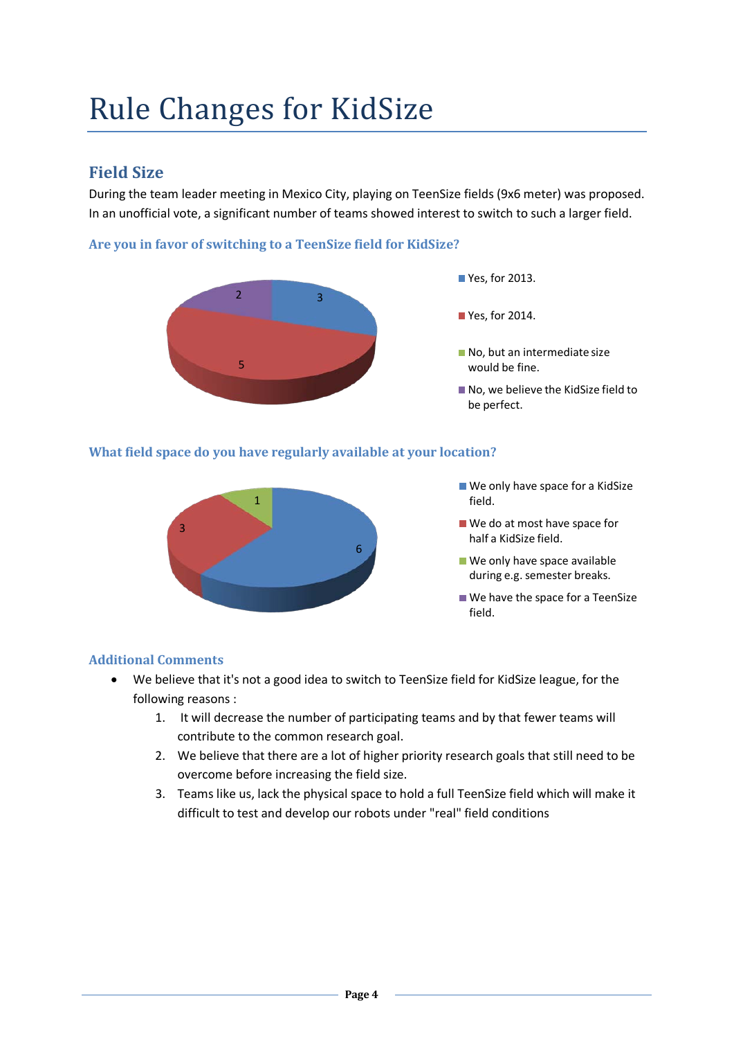# Rule Changes for KidSize

## Field Size

During the team leader meeting in Mexico City, playing on TeenSize fields (9x6 meter) was proposed. In an unofficial vote, a significant number of teams showed interest to switch to such a larger field.

### Are you in favor of switching to a TeenSize field for KidSize?

| Answer | Votes |
| --- | --- |
| Yes, for 2013. | 3 |
| Yes, for 2014. | 5 |
| No, but an intermediate size would be fine. | |
| No, we believe the KidSize field to be perfect. | 2 |

### What field space do you have regularly available at your location?

| Answer | Votes |
| --- | --- |
| We only have space for a KidSize field. | 6 |
| We do at most have space for half a KidSize field. | 3 |
| We only have space available during e.g. semester breaks. | 1 |
| We have the space for a TeenSize field. | |

### Additional Comments

- We believe that it's not a good idea to switch to TeenSize field for KidSize league, for the following reasons :
  1. It will decrease the number of participating teams and by that fewer teams will contribute to the common research goal.
  2. We believe that there are a lot of higher priority research goals that still need to be overcome before increasing the field size.
  3. Teams like us, lack the physical space to hold a full TeenSize field which will make it difficult to test and develop our robots under "real" field conditions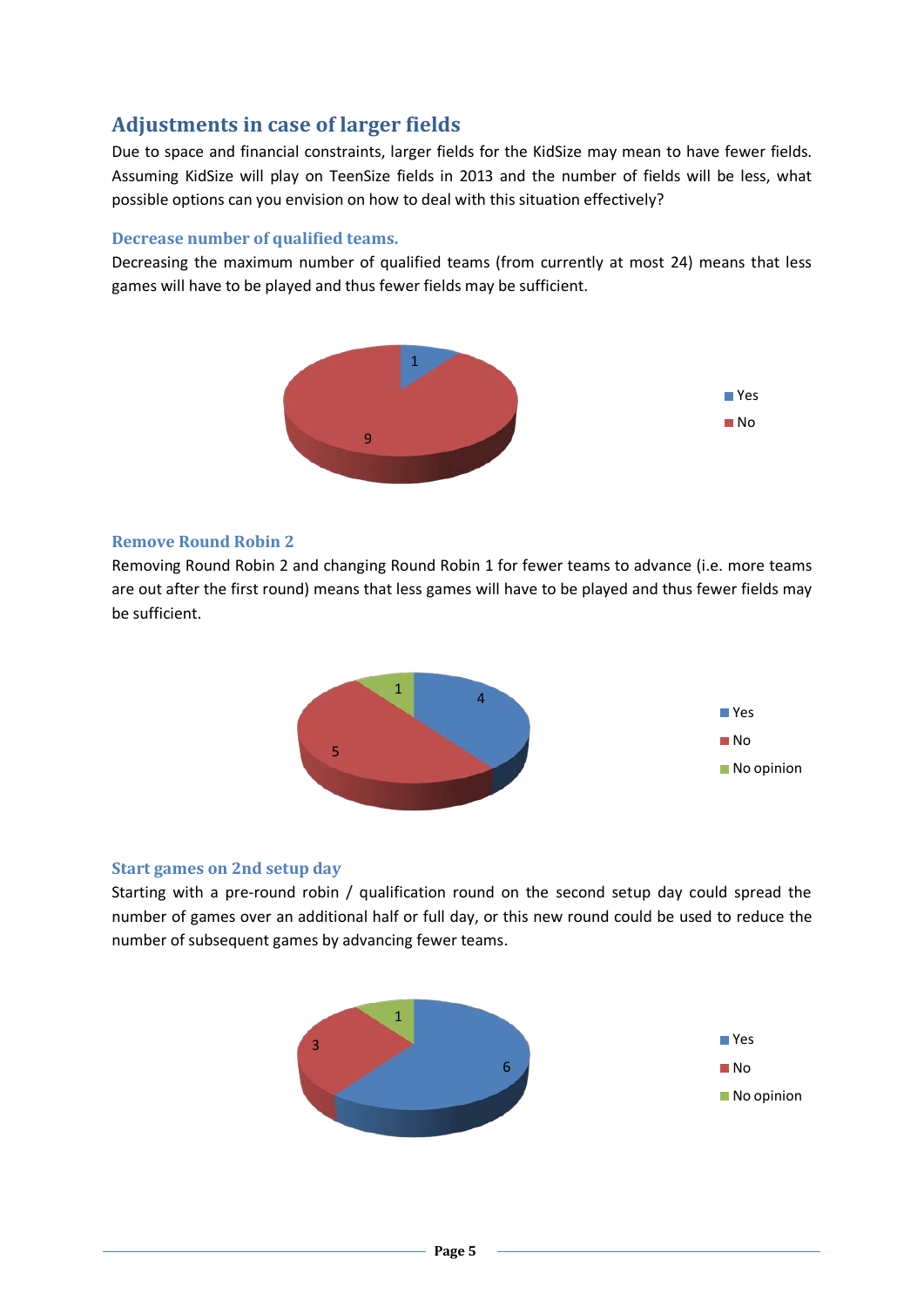## Adjustments in case of larger fields

Due to space and financial constraints, larger fields for the KidSize may mean to have fewer fields. Assuming KidSize will play on TeenSize fields in 2013 and the number of fields will be less, what possible options can you envision on how to deal with this situation effectively?

### Decrease number of qualified teams.

Decreasing the maximum number of qualified teams (from currently at most 24) means that less games will have to be played and thus fewer fields may be sufficient.

| Yes | No |
|---|---|
| 1 | 9 |

### Remove Round Robin 2

Removing Round Robin 2 and changing Round Robin 1 for fewer teams to advance (i.e. more teams are out after the first round) means that less games will have to be played and thus fewer fields may be sufficient.

| Yes | No | No opinion |
|---|---|---|
| 4 | 5 | 1 |

### Start games on 2nd setup day

Starting with a pre-round robin / qualification round on the second setup day could spread the number of games over an additional half or full day, or this new round could be used to reduce the number of subsequent games by advancing fewer teams.

| Yes | No | No opinion |
|---|---|---|
| 6 | 3 | 1 |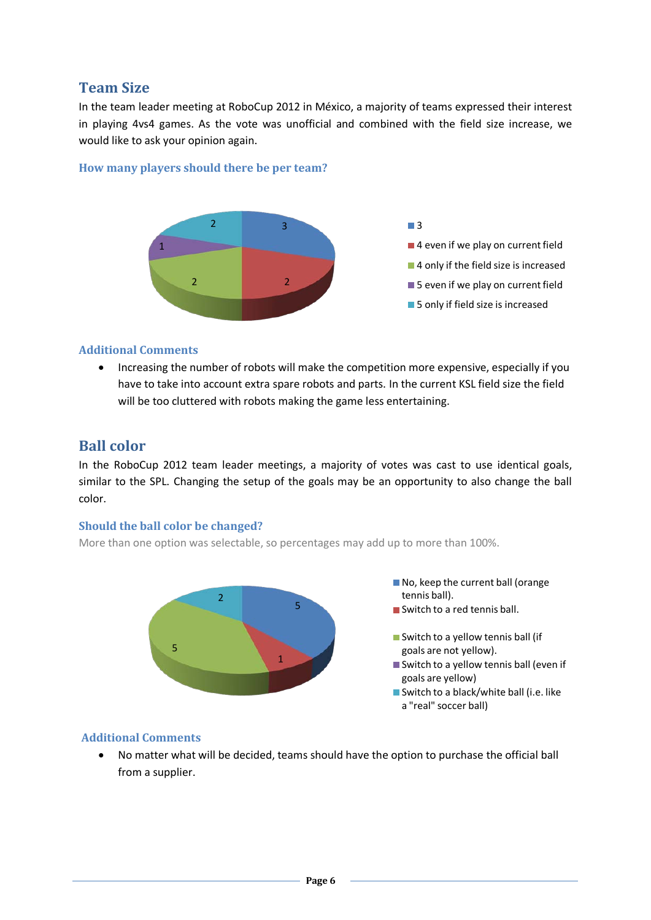## Team Size

In the team leader meeting at RoboCup 2012 in México, a majority of teams expressed their interest in playing 4vs4 games. As the vote was unofficial and combined with the field size increase, we would like to ask your opinion again.

### How many players should there be per team?

| Option | Votes |
|---|---|
| 3 | 3 |
| 4 even if we play on current field | 2 |
| 4 only if the field size is increased | 2 |
| 5 even if we play on current field | 1 |
| 5 only if field size is increased | 2 |

### Additional Comments

- Increasing the number of robots will make the competition more expensive, especially if you have to take into account extra spare robots and parts. In the current KSL field size the field will be too cluttered with robots making the game less entertaining.

## Ball color

In the RoboCup 2012 team leader meetings, a majority of votes was cast to use identical goals, similar to the SPL. Changing the setup of the goals may be an opportunity to also change the ball color.

### Should the ball color be changed?

More than one option was selectable, so percentages may add up to more than 100%.

| Option | Votes |
|---|---|
| No, keep the current ball (orange tennis ball). | 5 |
| Switch to a red tennis ball. | 1 |
| Switch to a yellow tennis ball (if goals are not yellow). | 5 |
| Switch to a yellow tennis ball (even if goals are yellow) | |
| Switch to a black/white ball (i.e. like a "real" soccer ball) | 2 |

### Additional Comments

- No matter what will be decided, teams should have the option to purchase the official ball from a supplier.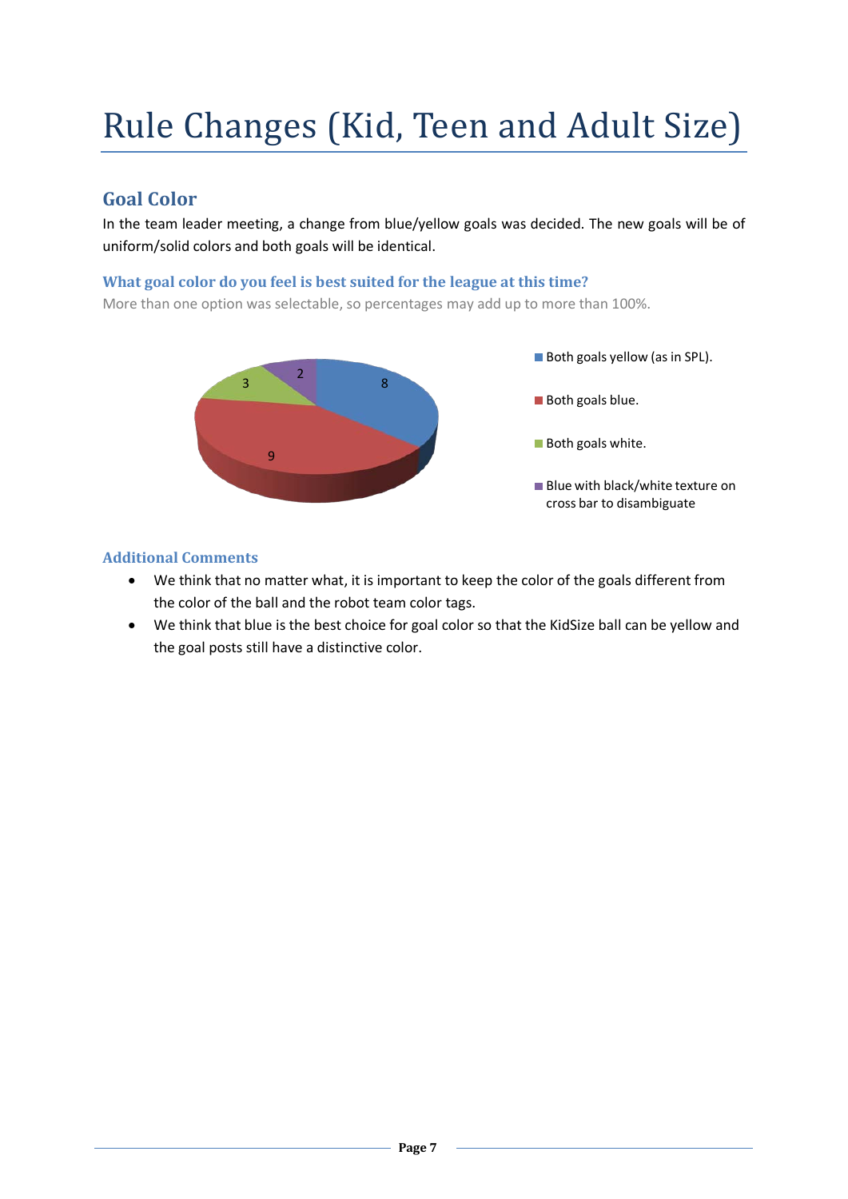# Rule Changes (Kid, Teen and Adult Size)

## Goal Color

In the team leader meeting, a change from blue/yellow goals was decided. The new goals will be of uniform/solid colors and both goals will be identical.

### What goal color do you feel is best suited for the league at this time?

More than one option was selectable, so percentages may add up to more than 100%.

| Option | Votes |
|---|---|
| Both goals yellow (as in SPL). | 8 |
| Both goals blue. | 9 |
| Both goals white. | 3 |
| Blue with black/white texture on cross bar to disambiguate | 2 |

### Additional Comments

- We think that no matter what, it is important to keep the color of the goals different from the color of the ball and the robot team color tags.
- We think that blue is the best choice for goal color so that the KidSize ball can be yellow and the goal posts still have a distinctive color.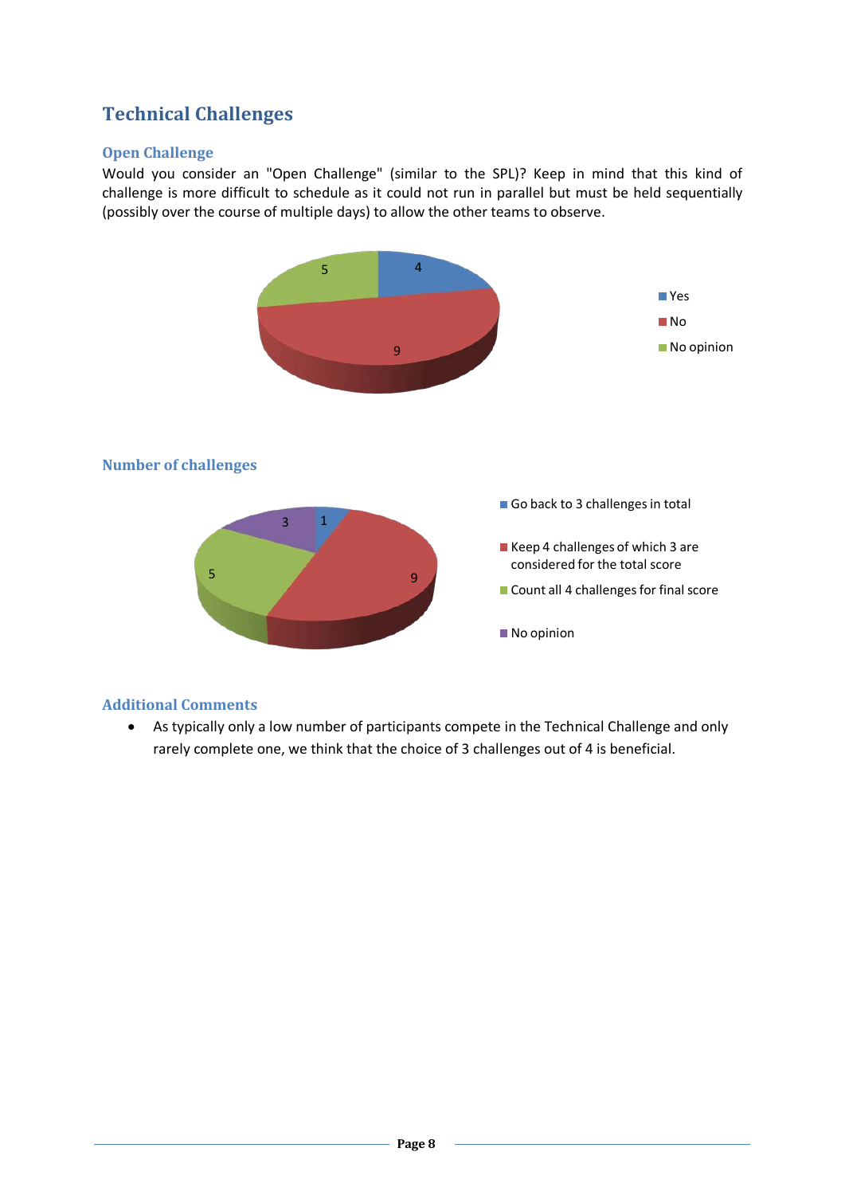## Technical Challenges

### Open Challenge

Would you consider an "Open Challenge" (similar to the SPL)? Keep in mind that this kind of challenge is more difficult to schedule as it could not run in parallel but must be held sequentially (possibly over the course of multiple days) to allow the other teams to observe.

| Answer | Count |
| --- | --- |
| Yes | 4 |
| No | 9 |
| No opinion | 5 |

### Number of challenges

| Answer | Count |
| --- | --- |
| Go back to 3 challenges in total | 1 |
| Keep 4 challenges of which 3 are considered for the total score | 9 |
| Count all 4 challenges for final score | 5 |
| No opinion | 3 |

### Additional Comments

- As typically only a low number of participants compete in the Technical Challenge and only rarely complete one, we think that the choice of 3 challenges out of 4 is beneficial.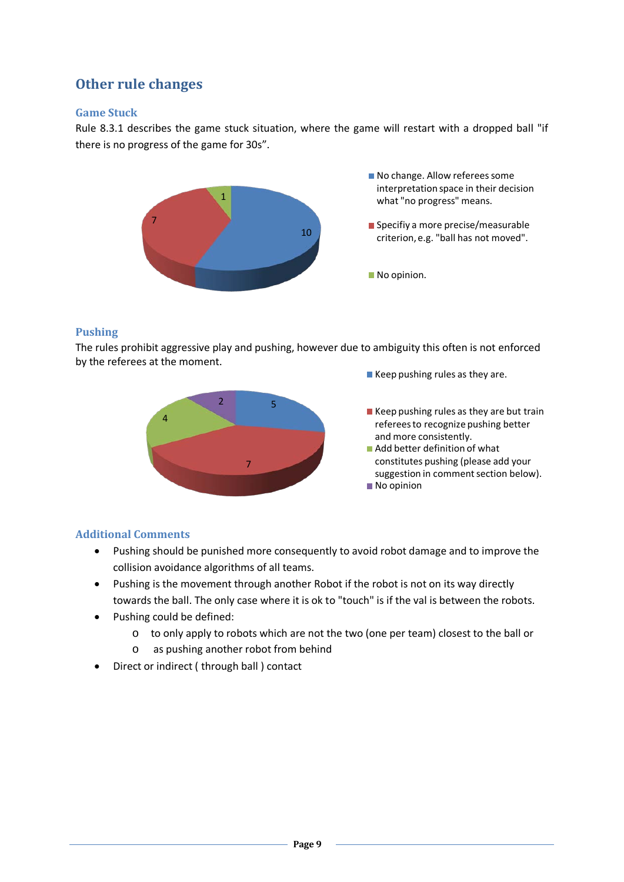## Other rule changes

### Game Stuck

Rule 8.3.1 describes the game stuck situation, where the game will restart with a dropped ball "if there is no progress of the game for 30s".

- No change. Allow referees some interpretation space in their decision what "no progress" means. — 10
- Specifiy a more precise/measurable criterion, e.g. "ball has not moved". — 7
- No opinion. — 1

### Pushing

The rules prohibit aggressive play and pushing, however due to ambiguity this often is not enforced by the referees at the moment.

- Keep pushing rules as they are. — 5
- Keep pushing rules as they are but train referees to recognize pushing better and more consistently. — 7
- Add better definition of what constitutes pushing (please add your suggestion in comment section below). — 4
- No opinion — 2

### Additional Comments

- Pushing should be punished more consequently to avoid robot damage and to improve the collision avoidance algorithms of all teams.
- Pushing is the movement through another Robot if the robot is not on its way directly towards the ball. The only case where it is ok to "touch" is if the val is between the robots.
- Pushing could be defined:
  - to only apply to robots which are not the two (one per team) closest to the ball or
  - as pushing another robot from behind
- Direct or indirect ( through ball ) contact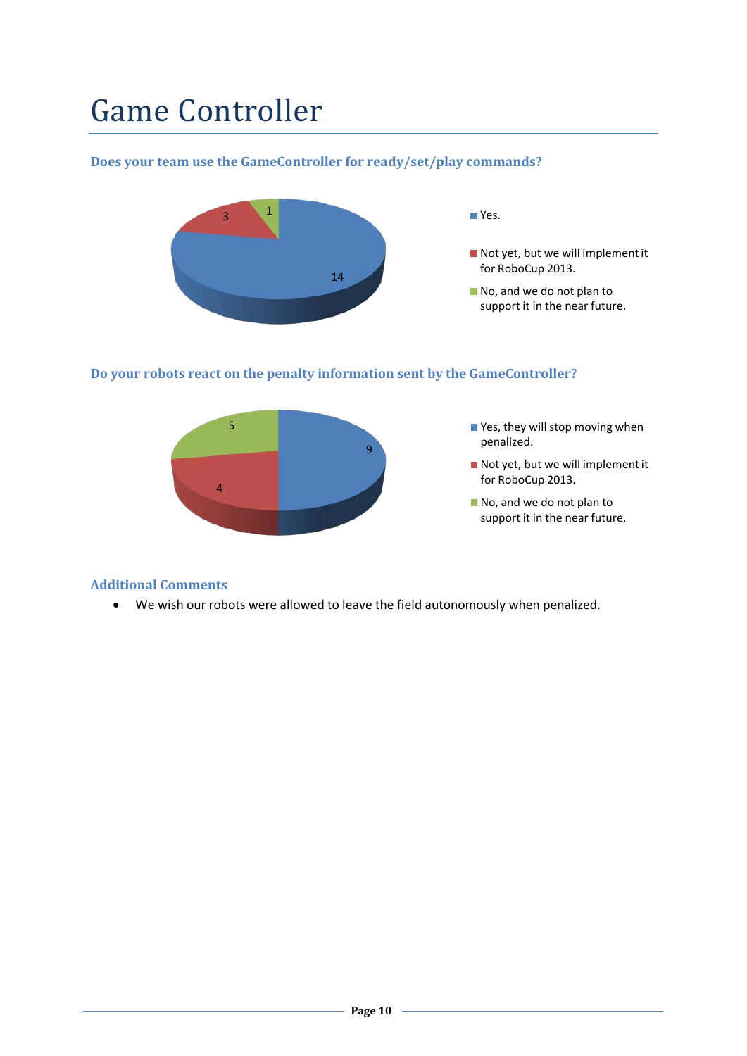# Game Controller

### Does your team use the GameController for ready/set/play commands?

- Yes. — 14
- Not yet, but we will implement it for RoboCup 2013. — 3
- No, and we do not plan to support it in the near future. — 1

### Do your robots react on the penalty information sent by the GameController?

- Yes, they will stop moving when penalized. — 9
- Not yet, but we will implement it for RoboCup 2013. — 4
- No, and we do not plan to support it in the near future. — 5

### Additional Comments

- We wish our robots were allowed to leave the field autonomously when penalized.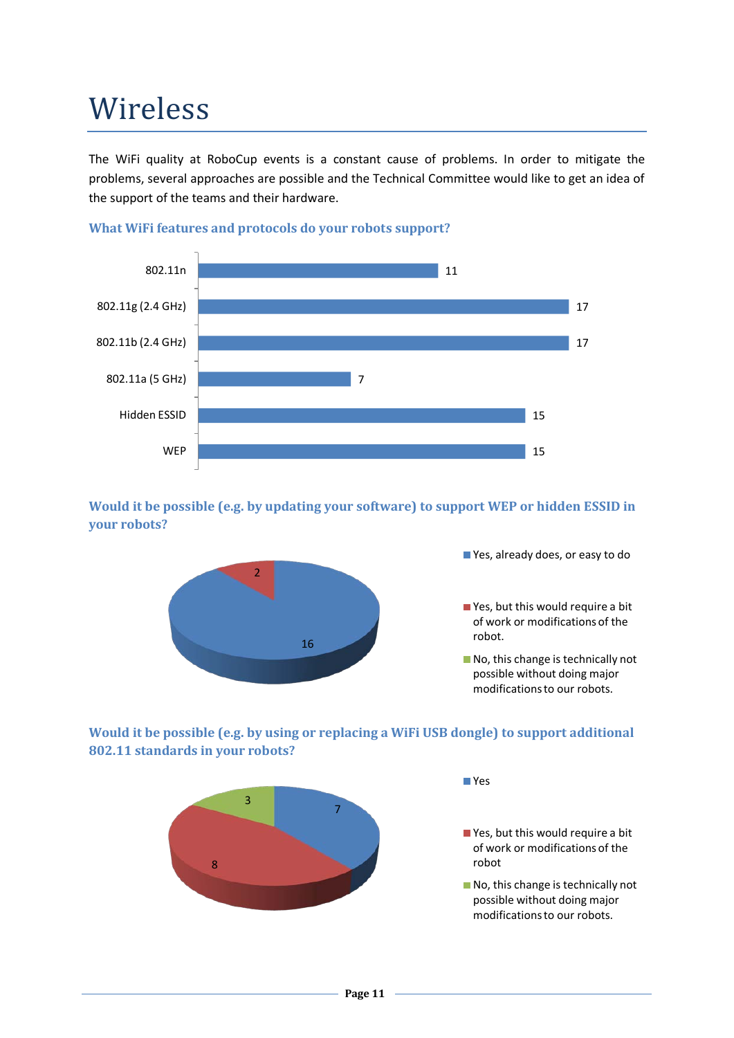# Wireless

The WiFi quality at RoboCup events is a constant cause of problems. In order to mitigate the problems, several approaches are possible and the Technical Committee would like to get an idea of the support of the teams and their hardware.

### What WiFi features and protocols do your robots support?

| Feature | Count |
|---|---|
| 802.11n | 11 |
| 802.11g (2.4 GHz) | 17 |
| 802.11b (2.4 GHz) | 17 |
| 802.11a (5 GHz) | 7 |
| Hidden ESSID | 15 |
| WEP | 15 |

### Would it be possible (e.g. by updating your software) to support WEP or hidden ESSID in your robots?

| Answer | Count |
|---|---|
| Yes, already does, or easy to do | 16 |
| Yes, but this would require a bit of work or modifications of the robot. | 2 |
| No, this change is technically not possible without doing major modifications to our robots. | |

### Would it be possible (e.g. by using or replacing a WiFi USB dongle) to support additional 802.11 standards in your robots?

| Answer | Count |
|---|---|
| Yes | 7 |
| Yes, but this would require a bit of work or modifications of the robot | 8 |
| No, this change is technically not possible without doing major modifications to our robots. | 3 |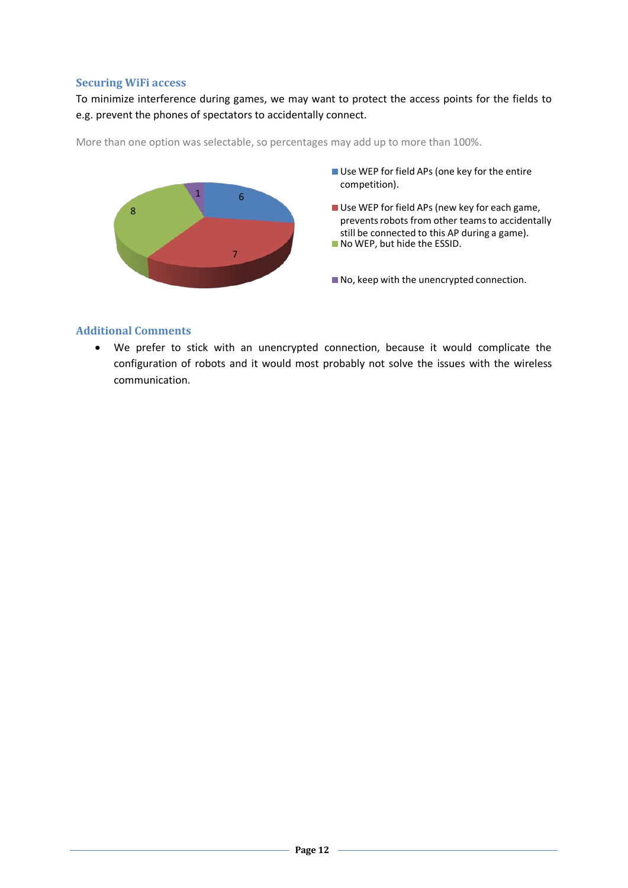### Securing WiFi access

To minimize interference during games, we may want to protect the access points for the fields to e.g. prevent the phones of spectators to accidentally connect.

More than one option was selectable, so percentages may add up to more than 100%.

| Option | Count |
|---|---|
| Use WEP for field APs (one key for the entire competition). | 6 |
| Use WEP for field APs (new key for each game, prevents robots from other teams to accidentally still be connected to this AP during a game). | 7 |
| No WEP, but hide the ESSID. | 8 |
| No, keep with the unencrypted connection. | 1 |

### Additional Comments

- We prefer to stick with an unencrypted connection, because it would complicate the configuration of robots and it would most probably not solve the issues with the wireless communication.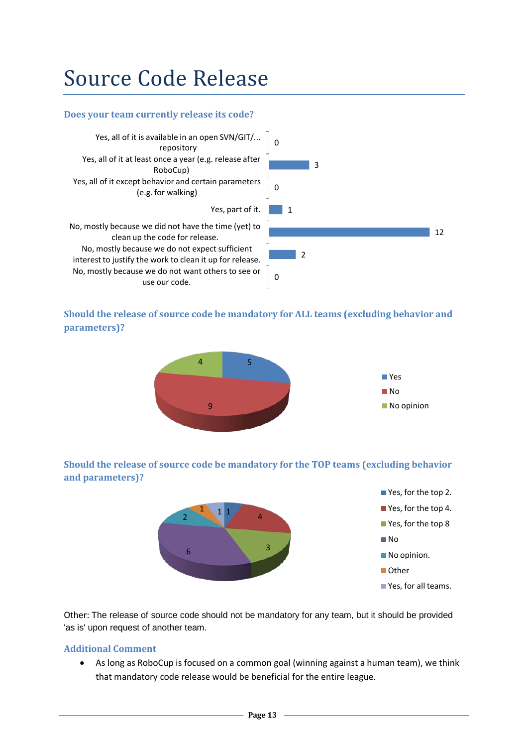# Source Code Release

### Does your team currently release its code?

| Answer | Count |
|---|---|
| Yes, all of it is available in an open SVN/GIT/... repository | 0 |
| Yes, all of it at least once a year (e.g. release after RoboCup) | 3 |
| Yes, all of it except behavior and certain parameters (e.g. for walking) | 0 |
| Yes, part of it. | 1 |
| No, mostly because we did not have the time (yet) to clean up the code for release. | 12 |
| No, mostly because we do not expect sufficient interest to justify the work to clean it up for release. | 2 |
| No, mostly because we do not want others to see or use our code. | 0 |

### Should the release of source code be mandatory for ALL teams (excluding behavior and parameters)?

| Answer | Count |
|---|---|
| Yes | 5 |
| No | 9 |
| No opinion | 4 |

### Should the release of source code be mandatory for the TOP teams (excluding behavior and parameters)?

| Answer | Count |
|---|---|
| Yes, for the top 2. | 1 |
| Yes, for the top 4. | 4 |
| Yes, for the top 8 | 3 |
| No | 6 |
| No opinion. | 2 |
| Other | 1 |
| Yes, for all teams. | 1 |

Other: The release of source code should not be mandatory for any team, but it should be provided 'as is' upon request of another team.

### Additional Comment

- As long as RoboCup is focused on a common goal (winning against a human team), we think that mandatory code release would be beneficial for the entire league.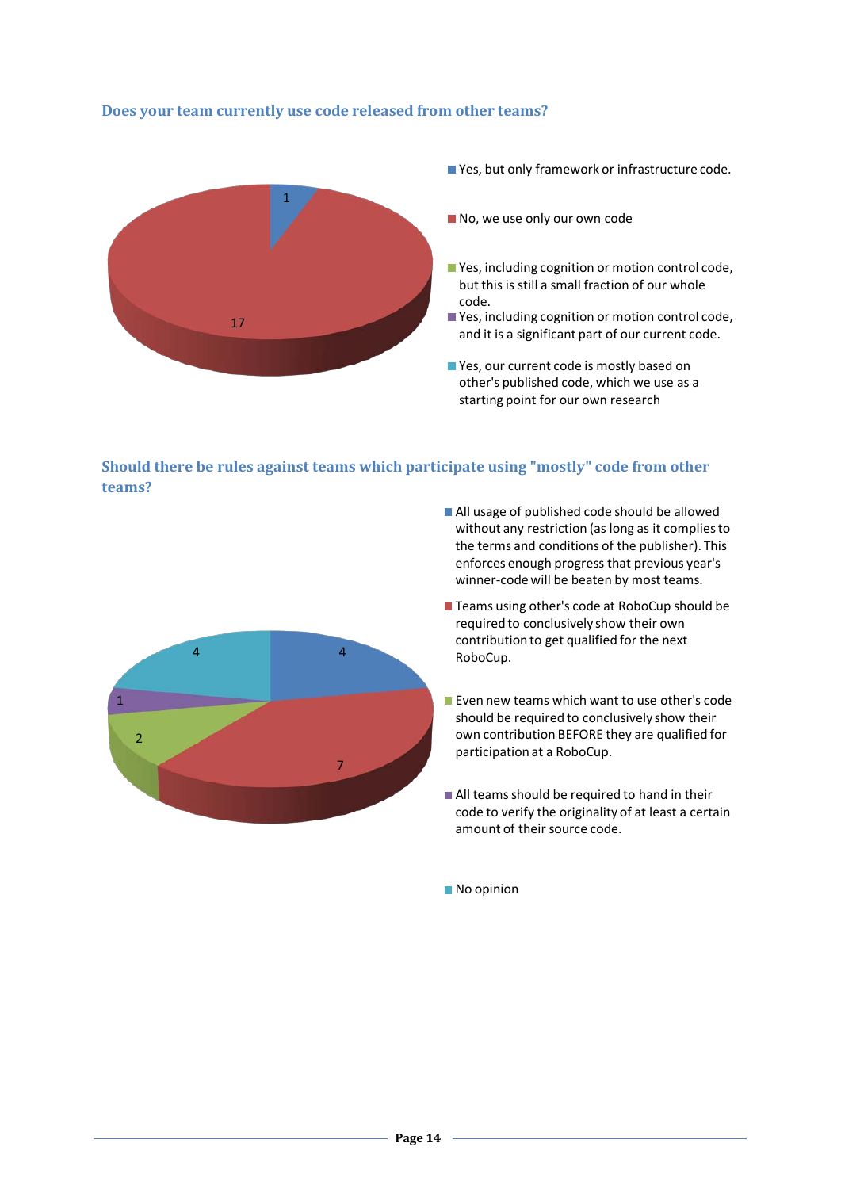### Does your team currently use code released from other teams?

- Yes, but only framework or infrastructure code.
- No, we use only our own code
- Yes, including cognition or motion control code, but this is still a small fraction of our whole code.
- Yes, including cognition or motion control code, and it is a significant part of our current code.
- Yes, our current code is mostly based on other's published code, which we use as a starting point for our own research

| Answer | Count |
| --- | --- |
| Yes, but only framework or infrastructure code. | 1 |
| No, we use only our own code | 17 |

### Should there be rules against teams which participate using "mostly" code from other teams?

- All usage of published code should be allowed without any restriction (as long as it complies to the terms and conditions of the publisher). This enforces enough progress that previous year's winner-code will be beaten by most teams.
- Teams using other's code at RoboCup should be required to conclusively show their own contribution to get qualified for the next RoboCup.
- Even new teams which want to use other's code should be required to conclusively show their own contribution BEFORE they are qualified for participation at a RoboCup.
- All teams should be required to hand in their code to verify the originality of at least a certain amount of their source code.
- No opinion

| Answer | Count |
| --- | --- |
| All usage of published code should be allowed without any restriction | 4 |
| Teams using other's code at RoboCup should be required to conclusively show their own contribution to get qualified for the next RoboCup. | 7 |
| Even new teams which want to use other's code should be required to conclusively show their own contribution BEFORE they are qualified for participation at a RoboCup. | 2 |
| All teams should be required to hand in their code to verify the originality of at least a certain amount of their source code. | 1 |
| No opinion | 4 |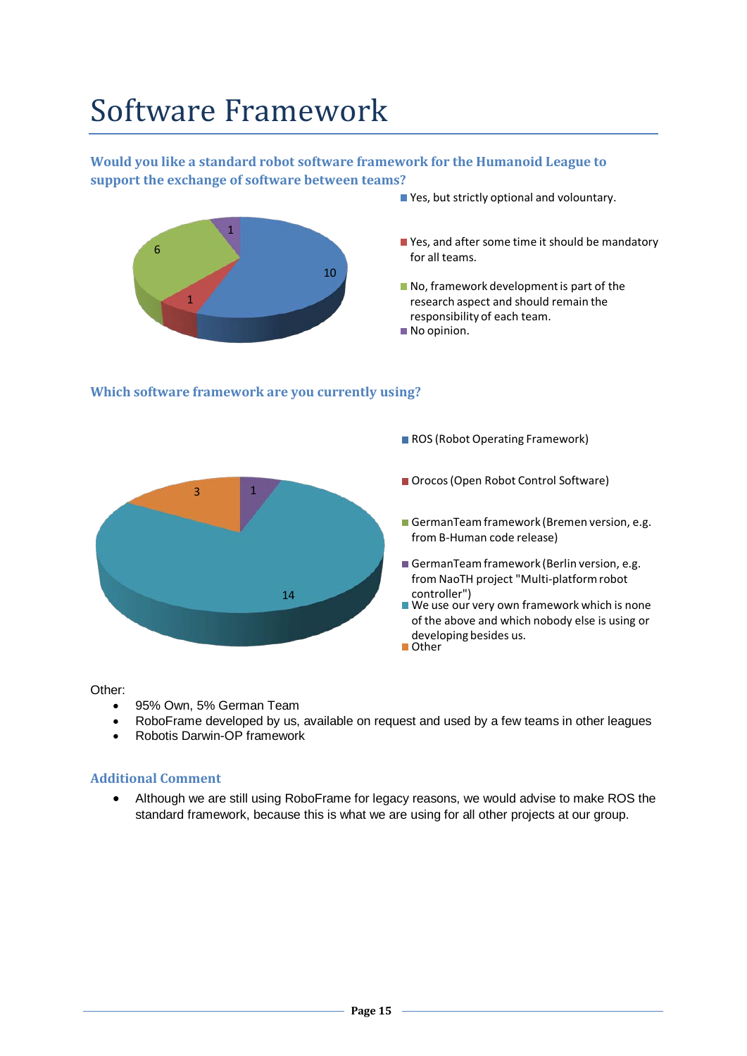# Software Framework

### Would you like a standard robot software framework for the Humanoid League to support the exchange of software between teams?

- Yes, but strictly optional and voluntary.: 10
- Yes, and after some time it should be mandatory for all teams.: 1
- No, framework development is part of the research aspect and should remain the responsibility of each team.: 6
- No opinion.: 1

### Which software framework are you currently using?

- ROS (Robot Operating Framework)
- Orocos (Open Robot Control Software)
- GermanTeam framework (Bremen version, e.g. from B-Human code release)
- GermanTeam framework (Berlin version, e.g. from NaoTH project "Multi-platform robot controller"): 1
- We use our very own framework which is none of the above and which nobody else is using or developing besides us.: 14
- Other: 3

Other:

- 95% Own, 5% German Team
- RoboFrame developed by us, available on request and used by a few teams in other leagues
- Robotis Darwin-OP framework

### Additional Comment

- Although we are still using RoboFrame for legacy reasons, we would advise to make ROS the standard framework, because this is what we are using for all other projects at our group.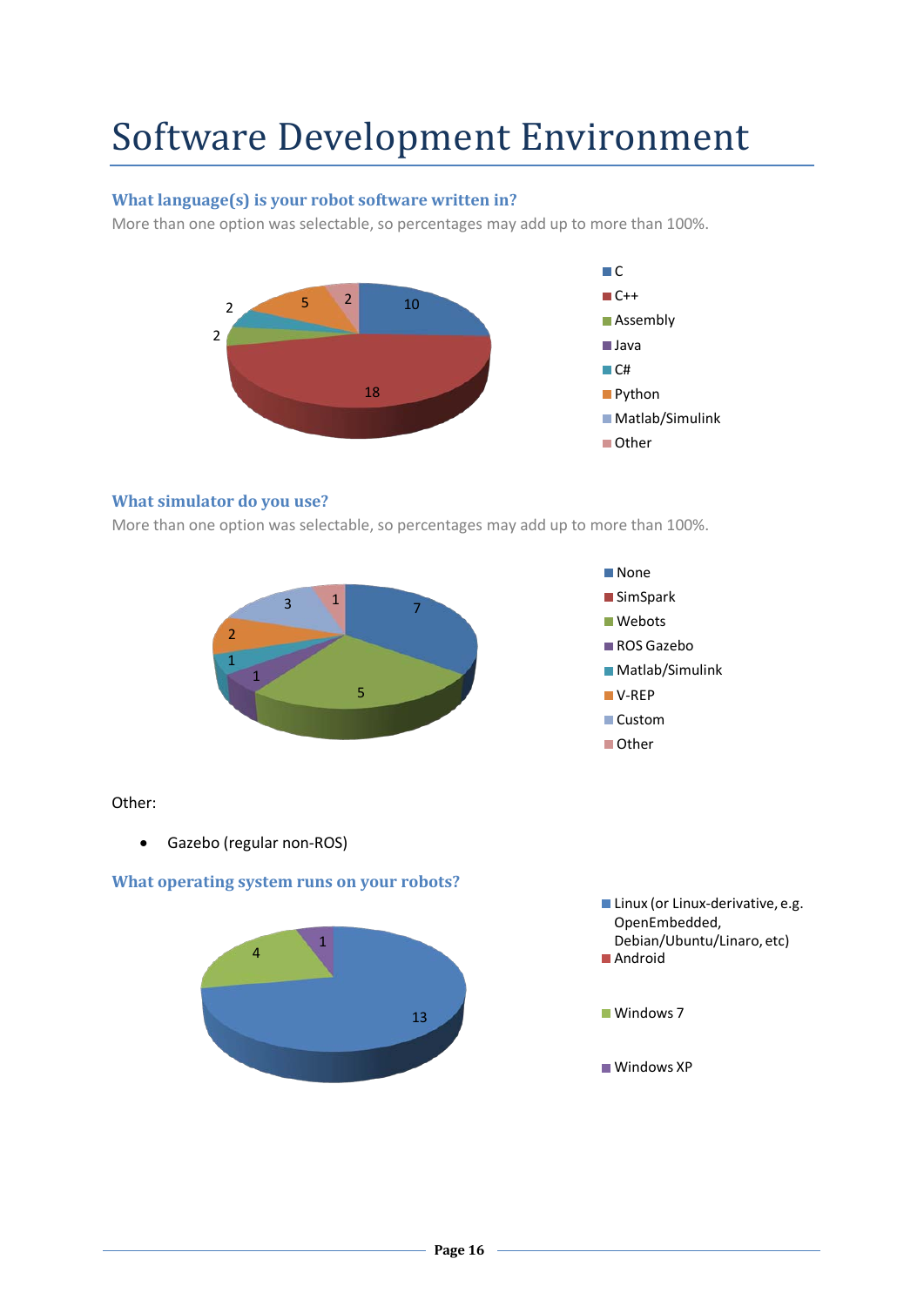# Software Development Environment

### What language(s) is your robot software written in?

More than one option was selectable, so percentages may add up to more than 100%.

| Language | Count |
|---|---|
| C | 10 |
| C++ | 18 |
| Assembly | 2 |
| Java | |
| C# | 2 |
| Python | 5 |
| Matlab/Simulink | |
| Other | 2 |

### What simulator do you use?

More than one option was selectable, so percentages may add up to more than 100%.

| Simulator | Count |
|---|---|
| None | 7 |
| SimSpark | |
| Webots | 5 |
| ROS Gazebo | 1 |
| Matlab/Simulink | 1 |
| V-REP | 2 |
| Custom | 3 |
| Other | 1 |

Other:

- Gazebo (regular non-ROS)

### What operating system runs on your robots?

| Operating system | Count |
|---|---|
| Linux (or Linux-derivative, e.g. OpenEmbedded, Debian/Ubuntu/Linaro, etc) | 13 |
| Android | |
| Windows 7 | 4 |
| Windows XP | 1 |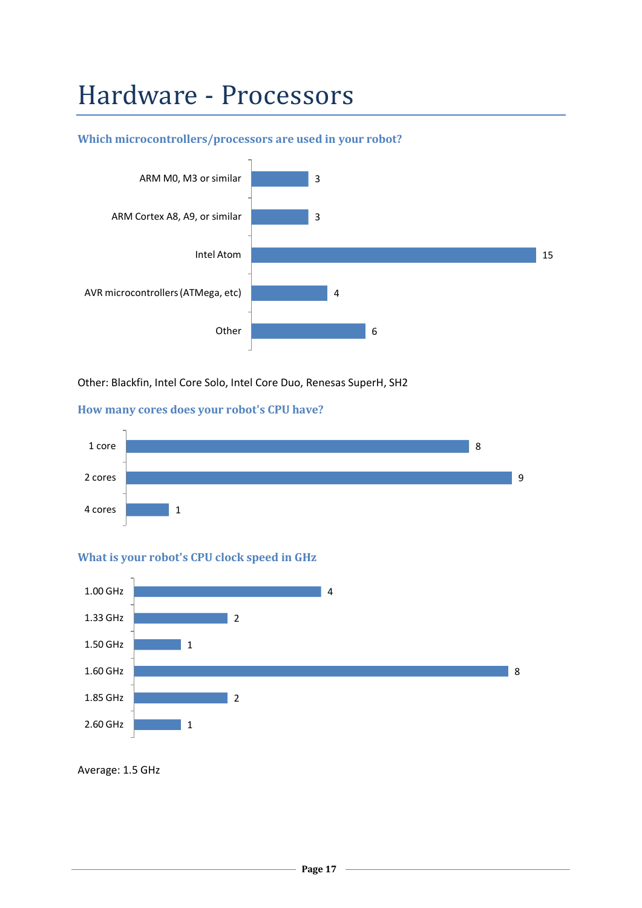# Hardware - Processors

### Which microcontrollers/processors are used in your robot?

| Processor | Count |
|---|---|
| ARM M0, M3 or similar | 3 |
| ARM Cortex A8, A9, or similar | 3 |
| Intel Atom | 15 |
| AVR microcontrollers (ATMega, etc) | 4 |
| Other | 6 |

Other: Blackfin, Intel Core Solo, Intel Core Duo, Renesas SuperH, SH2

### How many cores does your robot's CPU have?

| Cores | Count |
|---|---|
| 1 core | 8 |
| 2 cores | 9 |
| 4 cores | 1 |

### What is your robot's CPU clock speed in GHz

| Clock speed | Count |
|---|---|
| 1.00 GHz | 4 |
| 1.33 GHz | 2 |
| 1.50 GHz | 1 |
| 1.60 GHz | 8 |
| 1.85 GHz | 2 |
| 2.60 GHz | 1 |

Average: 1.5 GHz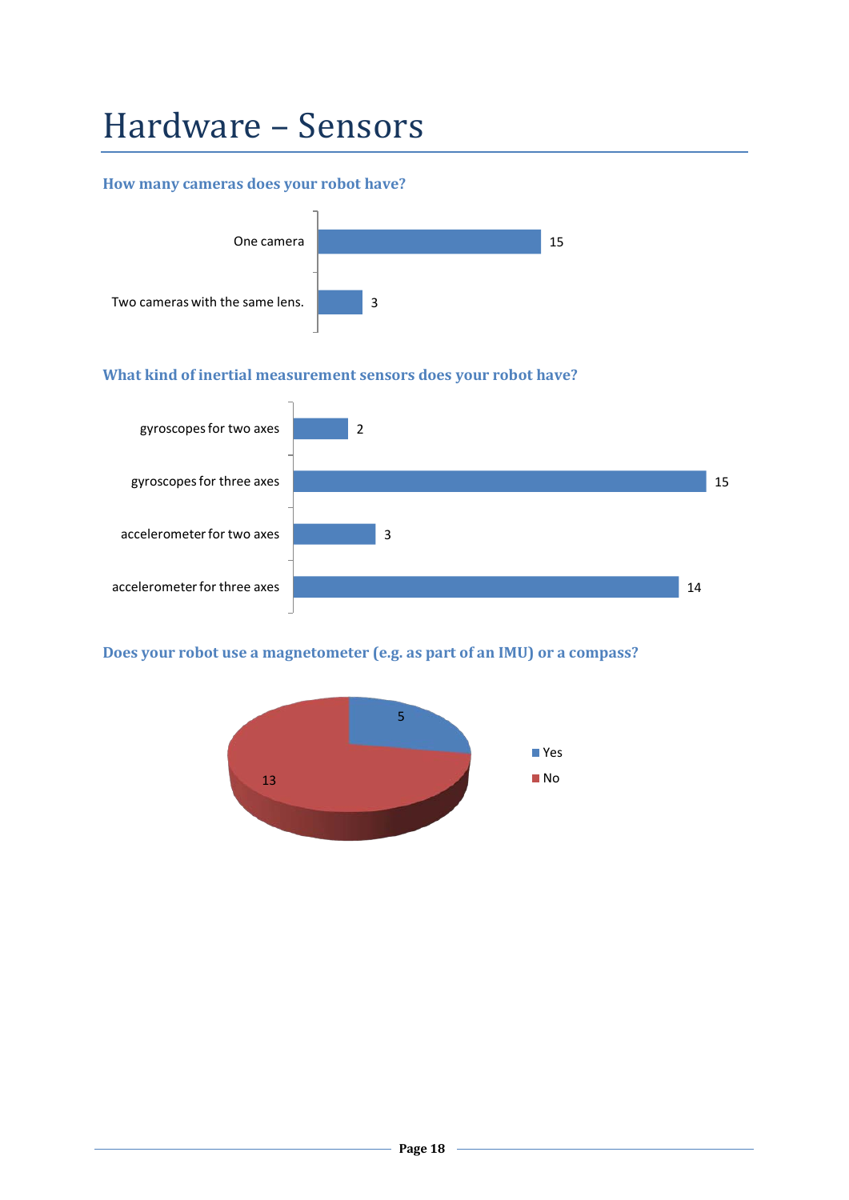# Hardware – Sensors

### How many cameras does your robot have?

| Answer | Count |
|---|---|
| One camera | 15 |
| Two cameras with the same lens. | 3 |

### What kind of inertial measurement sensors does your robot have?

| Answer | Count |
|---|---|
| gyroscopes for two axes | 2 |
| gyroscopes for three axes | 15 |
| accelerometer for two axes | 3 |
| accelerometer for three axes | 14 |

### Does your robot use a magnetometer (e.g. as part of an IMU) or a compass?

| Answer | Count |
|---|---|
| Yes | 5 |
| No | 13 |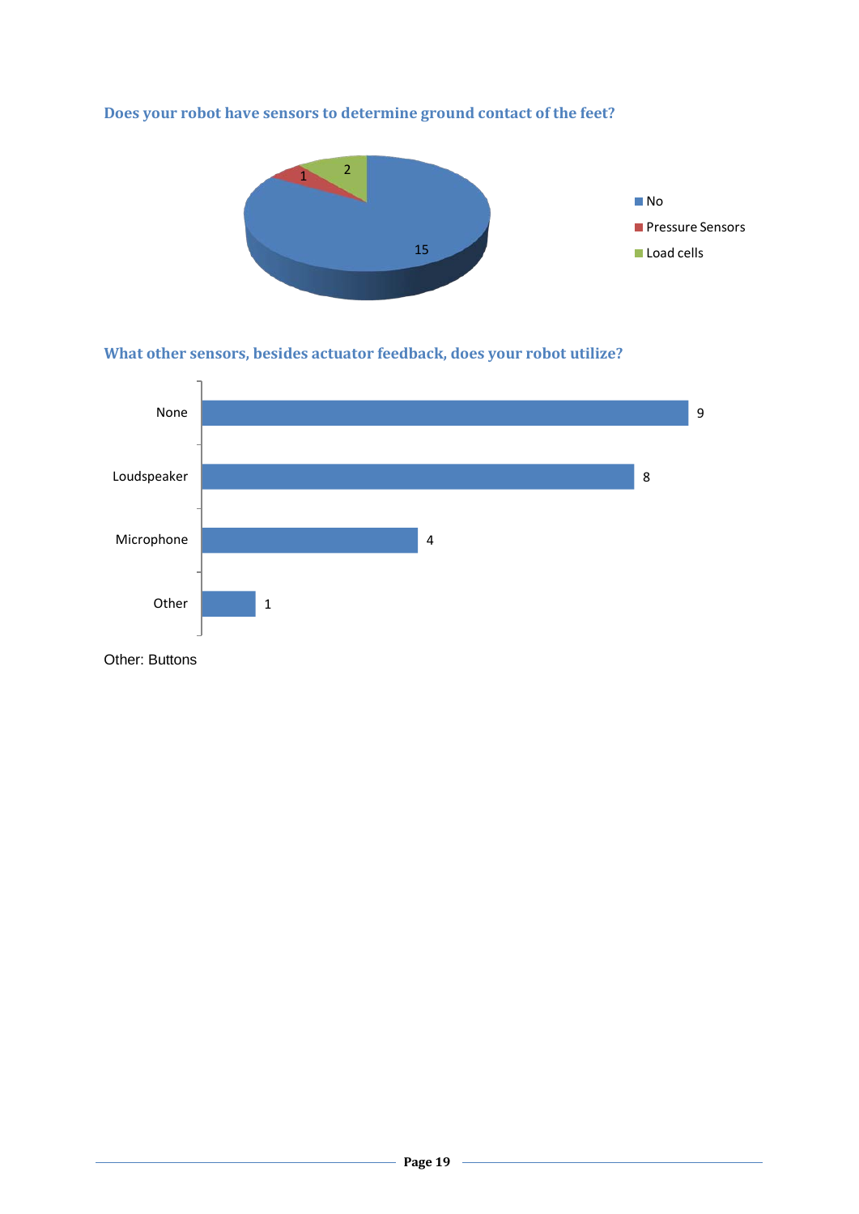### Does your robot have sensors to determine ground contact of the feet?

1

2

15

No

Pressure Sensors

Load cells

### What other sensors, besides actuator feedback, does your robot utilize?

None

9

Loudspeaker

8

Microphone

4

Other

1

Other: Buttons